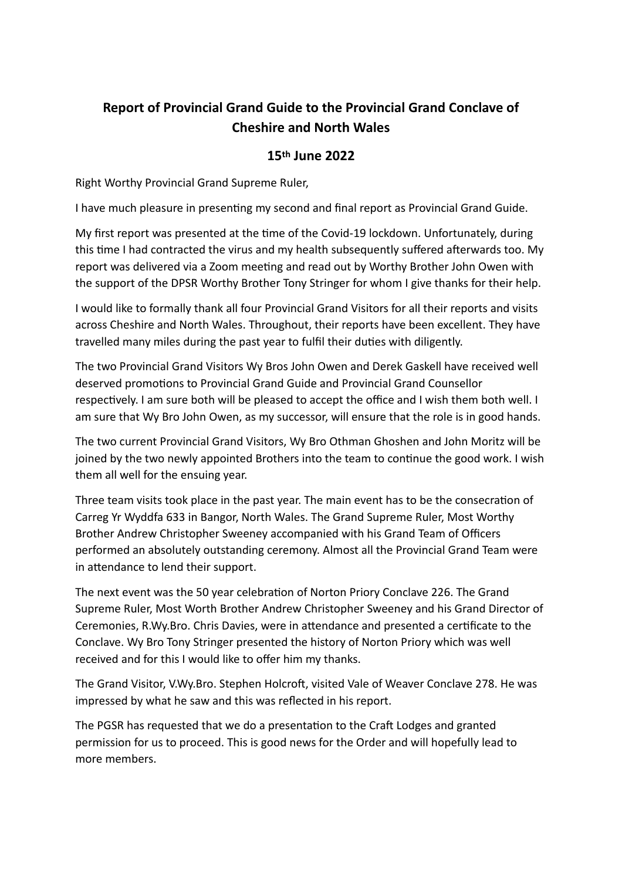# Report of Provincial Grand Guide to the Provincial Grand Conclave of Cheshire and North Wales

## 15th June 2022

Right Worthy Provincial Grand Supreme Ruler,

I have much pleasure in presenting my second and final report as Provincial Grand Guide.

My first report was presented at the time of the Covid-19 lockdown. Unfortunately, during this time I had contracted the virus and my health subsequently suffered afterwards too. My report was delivered via a Zoom meeting and read out by Worthy Brother John Owen with the support of the DPSR Worthy Brother Tony Stringer for whom I give thanks for their help.

I would like to formally thank all four Provincial Grand Visitors for all their reports and visits across Cheshire and North Wales. Throughout, their reports have been excellent. They have travelled many miles during the past year to fulfil their duties with diligently.

The two Provincial Grand Visitors Wy Bros John Owen and Derek Gaskell have received well deserved promotions to Provincial Grand Guide and Provincial Grand Counsellor respectively. I am sure both will be pleased to accept the office and I wish them both well. I am sure that Wy Bro John Owen, as my successor, will ensure that the role is in good hands.

The two current Provincial Grand Visitors, Wy Bro Othman Ghoshen and John Moritz will be joined by the two newly appointed Brothers into the team to continue the good work. I wish them all well for the ensuing year.

Three team visits took place in the past year. The main event has to be the consecration of Carreg Yr Wyddfa 633 in Bangor, North Wales. The Grand Supreme Ruler, Most Worthy Brother Andrew Christopher Sweeney accompanied with his Grand Team of Officers performed an absolutely outstanding ceremony. Almost all the Provincial Grand Team were in attendance to lend their support.

The next event was the 50 year celebration of Norton Priory Conclave 226. The Grand Supreme Ruler, Most Worth Brother Andrew Christopher Sweeney and his Grand Director of Ceremonies, R.Wy.Bro. Chris Davies, were in attendance and presented a certificate to the Conclave. Wy Bro Tony Stringer presented the history of Norton Priory which was well received and for this I would like to offer him my thanks.

The Grand Visitor, V.Wy.Bro. Stephen Holcroft, visited Vale of Weaver Conclave 278. He was impressed by what he saw and this was reflected in his report.

The PGSR has requested that we do a presentation to the Craft Lodges and granted permission for us to proceed. This is good news for the Order and will hopefully lead to more members.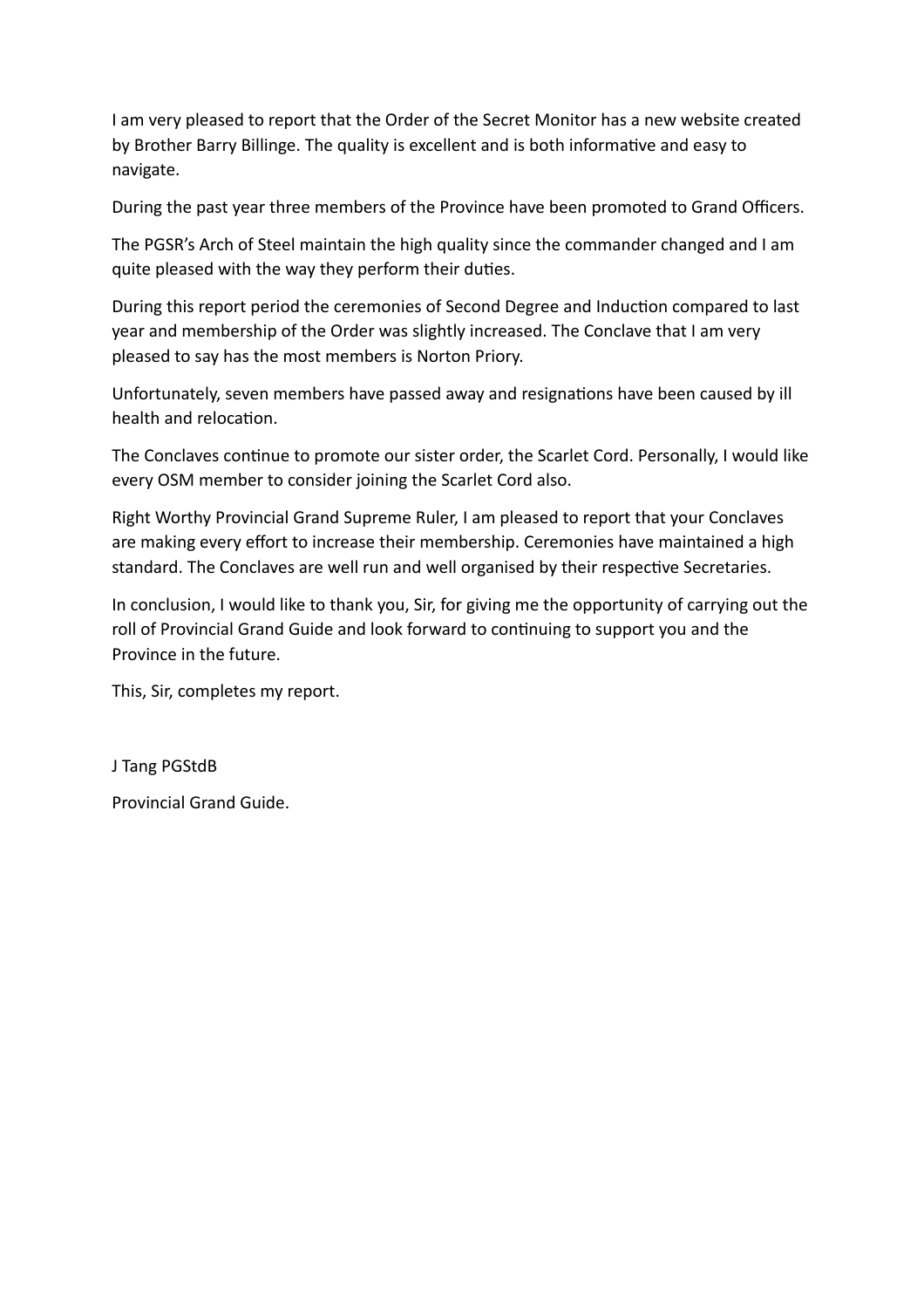I am very pleased to report that the Order of the Secret Monitor has a new website created by Brother Barry Billinge. The quality is excellent and is both informative and easy to navigate.

During the past year three members of the Province have been promoted to Grand Officers.

The PGSR's Arch of Steel maintain the high quality since the commander changed and I am quite pleased with the way they perform their duties.

During this report period the ceremonies of Second Degree and Induction compared to last year and membership of the Order was slightly increased. The Conclave that I am very pleased to say has the most members is Norton Priory.

Unfortunately, seven members have passed away and resignations have been caused by ill health and relocation.

The Conclaves continue to promote our sister order, the Scarlet Cord. Personally, I would like every OSM member to consider joining the Scarlet Cord also.

Right Worthy Provincial Grand Supreme Ruler, I am pleased to report that your Conclaves are making every effort to increase their membership. Ceremonies have maintained a high standard. The Conclaves are well run and well organised by their respective Secretaries.

In conclusion, I would like to thank you, Sir, for giving me the opportunity of carrying out the roll of Provincial Grand Guide and look forward to continuing to support you and the Province in the future.

This, Sir, completes my report.

J Tang PGStdB

Provincial Grand Guide.